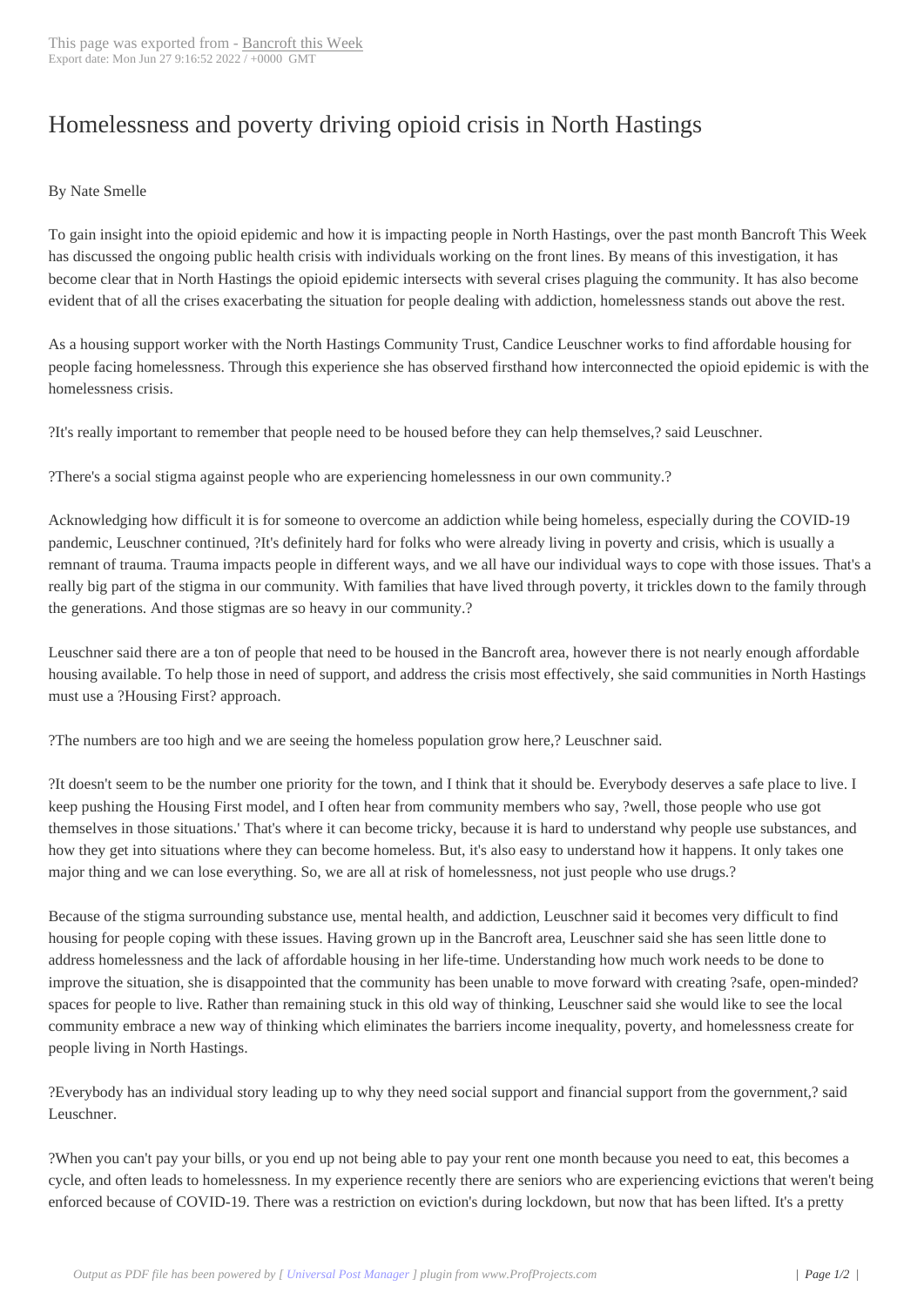# Homelessness and poverty driving opioid crisis in North Hastings

By Nate Smelle

To gain insight into the opioid epidemic and how it is impacting people in North Hastings, over the past month Bancroft This Week has discussed the ongoing public health crisis with individuals working on the front lines. By means of this investigation, it has become clear that in North Hastings the opioid epidemic intersects with several crises plaguing the community. It has also become evident that of all the crises exacerbating the situation for people dealing with addiction, homelessness stands out above the rest.

As a housing support worker with the North Hastings Community Trust, Candice Leuschner works to find affordable housing for people facing homelessness. Through this experience she has observed firsthand how interconnected the opioid epidemic is with the homelessness crisis.

?It's really important to remember that people need to be housed before they can help themselves,? said Leuschner.

?There's a social stigma against people who are experiencing homelessness in our own community.?

Acknowledging how difficult it is for someone to overcome an addiction while being homeless, especially during the COVID-19 pandemic, Leuschner continued, ?It's definitely hard for folks who were already living in poverty and crisis, which is usually a remnant of trauma. Trauma impacts people in different ways, and we all have our individual ways to cope with those issues. That's a really big part of the stigma in our community. With families that have lived through poverty, it trickles down to the family through the generations. And those stigmas are so heavy in our community.?

Leuschner said there are a ton of people that need to be housed in the Bancroft area, however there is not nearly enough affordable housing available. To help those in need of support, and address the crisis most effectively, she said communities in North Hastings must use a ?Housing First? approach.

?The numbers are too high and we are seeing the homeless population grow here,? Leuschner said.

?It doesn't seem to be the number one priority for the town, and I think that it should be. Everybody deserves a safe place to live. I keep pushing the Housing First model, and I often hear from community members who say, ?well, those people who use got themselves in those situations.' That's where it can become tricky, because it is hard to understand why people use substances, and how they get into situations where they can become homeless. But, it's also easy to understand how it happens. It only takes one major thing and we can lose everything. So, we are all at risk of homelessness, not just people who use drugs.?

Because of the stigma surrounding substance use, mental health, and addiction, Leuschner said it becomes very difficult to find housing for people coping with these issues. Having grown up in the Bancroft area, Leuschner said she has seen little done to address homelessness and the lack of affordable housing in her life-time. Understanding how much work needs to be done to improve the situation, she is disappointed that the community has been unable to move forward with creating ?safe, open-minded? spaces for people to live. Rather than remaining stuck in this old way of thinking, Leuschner said she would like to see the local community embrace a new way of thinking which eliminates the barriers income inequality, poverty, and homelessness create for people living in North Hastings.

?Everybody has an individual story leading up to why they need social support and financial support from the government,? said Leuschner.

?When you can't pay your bills, or you end up not being able to pay your rent one month because you need to eat, this becomes a cycle, and often leads to homelessness. In my experience recently there are seniors who are experiencing evictions that weren't being enforced because of COVID-19. There was a restriction on eviction's during lockdown, but now that has been lifted. It's a pretty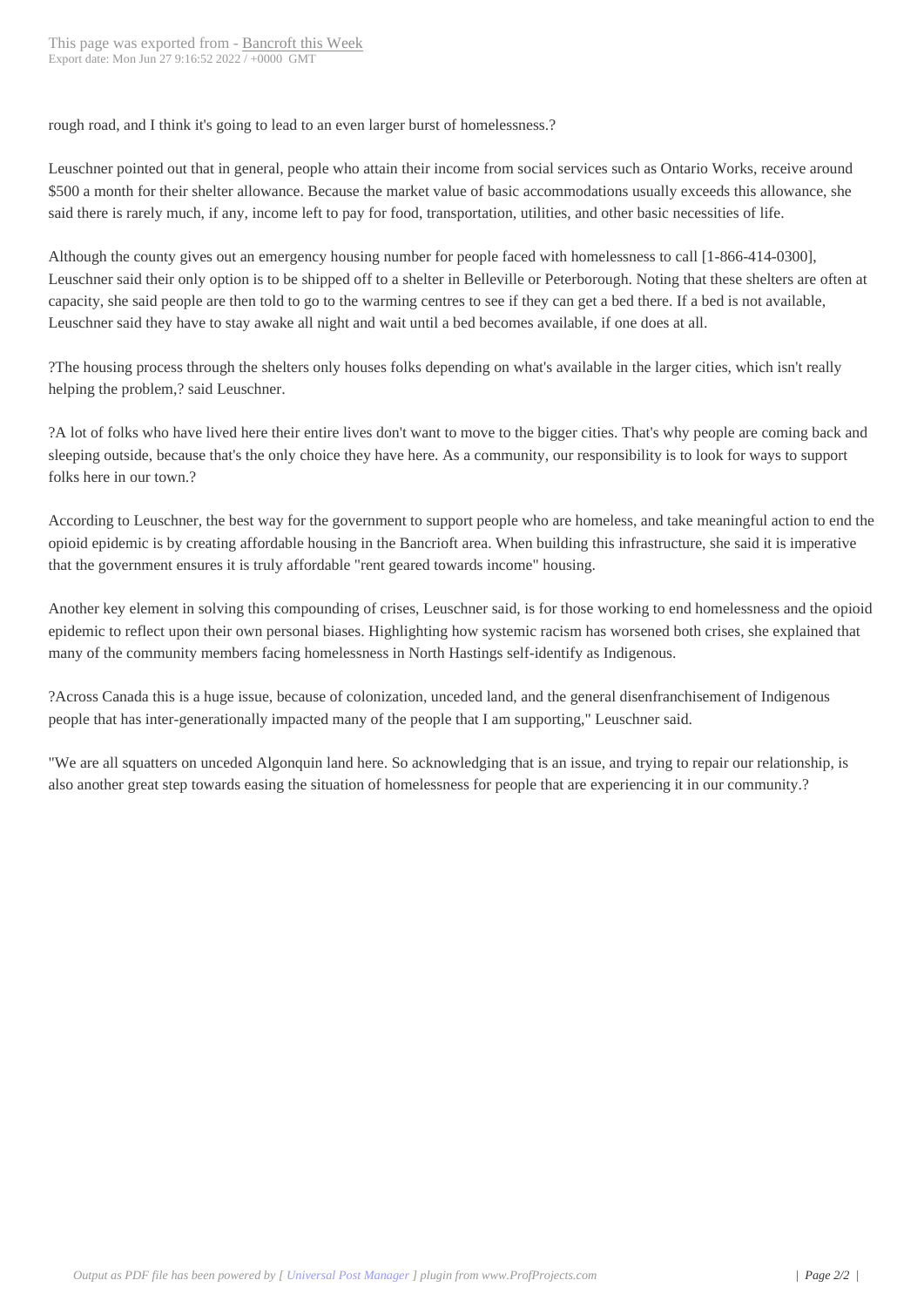rough road, and I think it's going to lead to an even larger burst of homelessness.?

Leuschner pointed out that in general, people who attain their income from social services such as Ontario Works, receive around $500 a month for their shelter allowance. Because the market value of basic accommodations usually exceeds this allowance, she said there is rarely much, if any, income left to pay for food, transportation, utilities, and other basic necessities of life.

Although the county gives out an emergency housing number for people faced with homelessness to call [1-866-414-0300], Leuschner said their only option is to be shipped off to a shelter in Belleville or Peterborough. Noting that these shelters are often at capacity, she said people are then told to go to the warming centres to see if they can get a bed there. If a bed is not available, Leuschner said they have to stay awake all night and wait until a bed becomes available, if one does at all.

?The housing process through the shelters only houses folks depending on what's available in the larger cities, which isn't really helping the problem,? said Leuschner.

?A lot of folks who have lived here their entire lives don't want to move to the bigger cities. That's why people are coming back and sleeping outside, because that's the only choice they have here. As a community, our responsibility is to look for ways to support folks here in our town.?

According to Leuschner, the best way for the government to support people who are homeless, and take meaningful action to end the opioid epidemic is by creating affordable housing in the Bancroft area. When building this infrastructure, she said it is imperative that the government ensures it is truly affordable "rent geared towards income" housing.

Another key element in solving this compounding of crises, Leuschner said, is for those working to end homelessness and the opioid epidemic to reflect upon their own personal biases. Highlighting how systemic racism has worsened both crises, she explained that many of the community members facing homelessness in North Hastings self-identify as Indigenous.

?Across Canada this is a huge issue, because of colonization, unceded land, and the general disenfranchisement of Indigenous people that has inter-generationally impacted many of the people that I am supporting," Leuschner said.

"We are all squatters on unceded Algonquin land here. So acknowledging that is an issue, and trying to repair our relationship, is also another great step towards easing the situation of homelessness for people that are experiencing it in our community.?